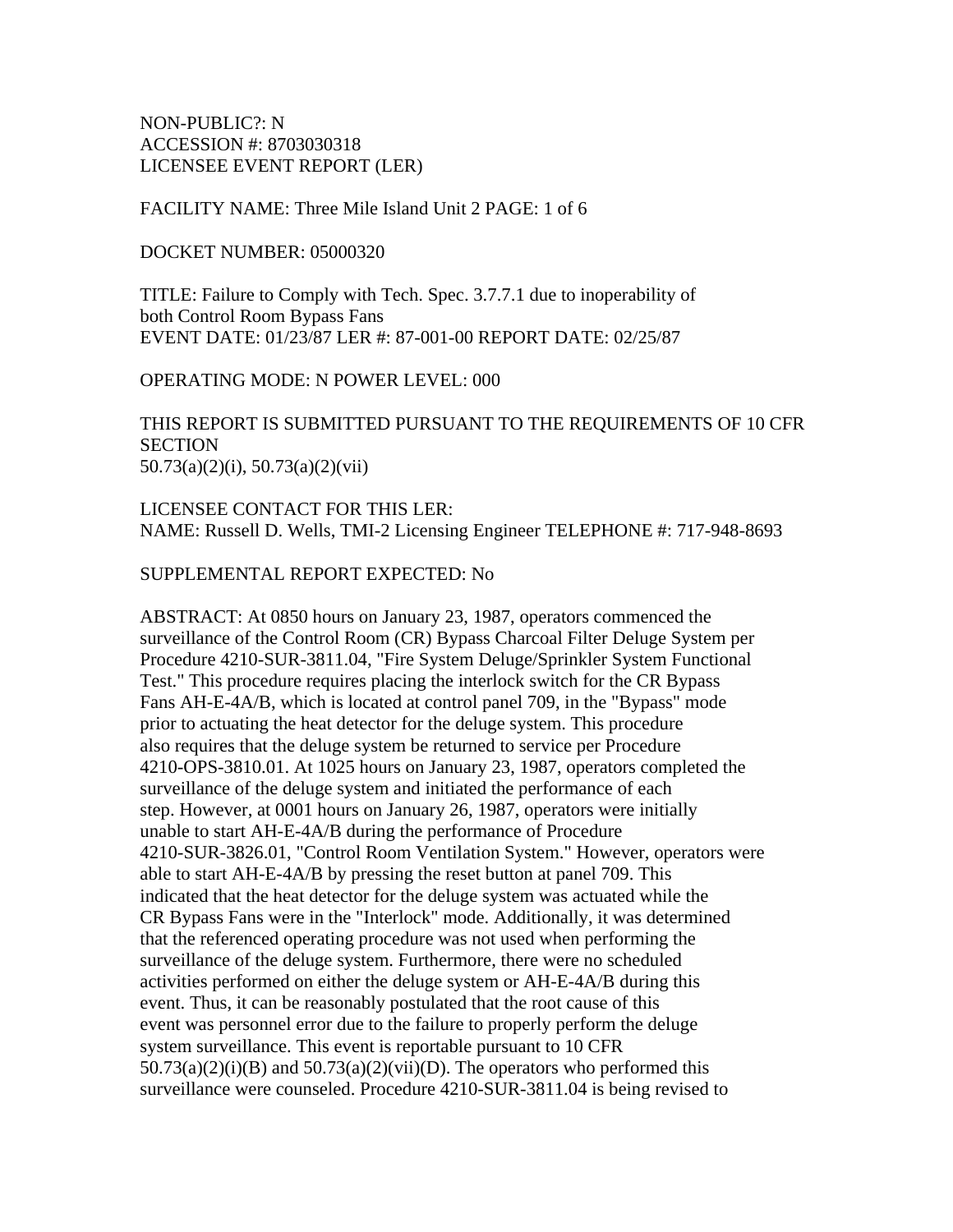NON-PUBLIC?: N
ACCESSION #: 8703030318
LICENSEE EVENT REPORT (LER)

FACILITY NAME: Three Mile Island Unit 2 PAGE: 1 of 6

DOCKET NUMBER: 05000320

TITLE: Failure to Comply with Tech. Spec. 3.7.7.1 due to inoperability of both Control Room Bypass Fans
EVENT DATE: 01/23/87 LER #: 87-001-00 REPORT DATE: 02/25/87

OPERATING MODE: N POWER LEVEL: 000

THIS REPORT IS SUBMITTED PURSUANT TO THE REQUIREMENTS OF 10 CFR SECTION
50.73(a)(2)(i), 50.73(a)(2)(vii)

LICENSEE CONTACT FOR THIS LER:
NAME: Russell D. Wells, TMI-2 Licensing Engineer TELEPHONE #: 717-948-8693

SUPPLEMENTAL REPORT EXPECTED: No

ABSTRACT: At 0850 hours on January 23, 1987, operators commenced the surveillance of the Control Room (CR) Bypass Charcoal Filter Deluge System per Procedure 4210-SUR-3811.04, "Fire System Deluge/Sprinkler System Functional Test." This procedure requires placing the interlock switch for the CR Bypass Fans AH-E-4A/B, which is located at control panel 709, in the "Bypass" mode prior to actuating the heat detector for the deluge system. This procedure also requires that the deluge system be returned to service per Procedure 4210-OPS-3810.01. At 1025 hours on January 23, 1987, operators completed the surveillance of the deluge system and initiated the performance of each step. However, at 0001 hours on January 26, 1987, operators were initially unable to start AH-E-4A/B during the performance of Procedure 4210-SUR-3826.01, "Control Room Ventilation System." However, operators were able to start AH-E-4A/B by pressing the reset button at panel 709. This indicated that the heat detector for the deluge system was actuated while the CR Bypass Fans were in the "Interlock" mode. Additionally, it was determined that the referenced operating procedure was not used when performing the surveillance of the deluge system. Furthermore, there were no scheduled activities performed on either the deluge system or AH-E-4A/B during this event. Thus, it can be reasonably postulated that the root cause of this event was personnel error due to the failure to properly perform the deluge system surveillance. This event is reportable pursuant to 10 CFR 50.73(a)(2)(i)(B) and 50.73(a)(2)(vii)(D). The operators who performed this surveillance were counseled. Procedure 4210-SUR-3811.04 is being revised to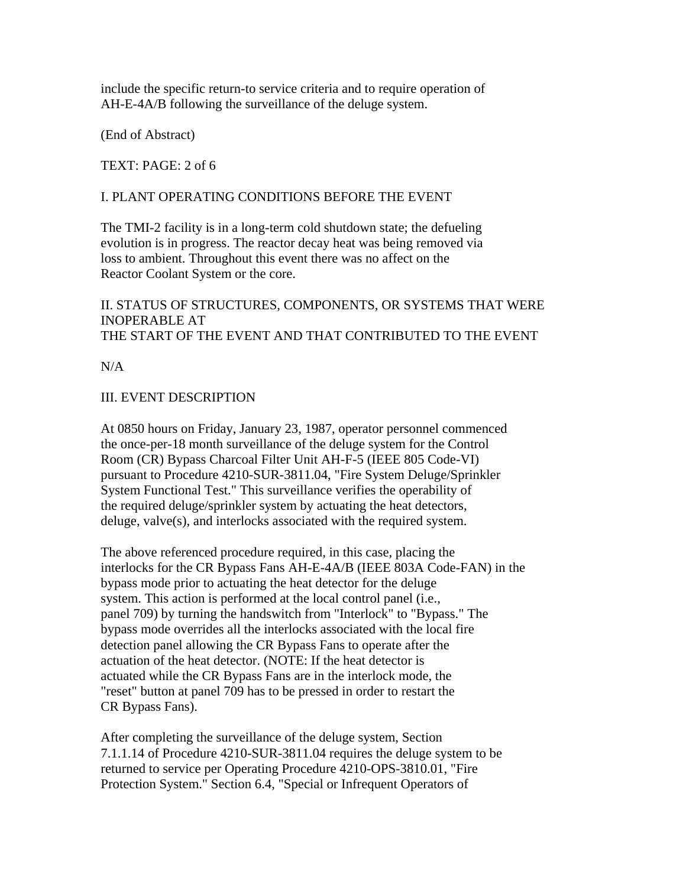include the specific return-to service criteria and to require operation of AH-E-4A/B following the surveillance of the deluge system.

(End of Abstract)

TEXT: PAGE: 2 of 6

## I. PLANT OPERATING CONDITIONS BEFORE THE EVENT

The TMI-2 facility is in a long-term cold shutdown state; the defueling evolution is in progress. The reactor decay heat was being removed via loss to ambient. Throughout this event there was no affect on the Reactor Coolant System or the core.

## II. STATUS OF STRUCTURES, COMPONENTS, OR SYSTEMS THAT WERE INOPERABLE AT THE START OF THE EVENT AND THAT CONTRIBUTED TO THE EVENT

N/A

## III. EVENT DESCRIPTION

At 0850 hours on Friday, January 23, 1987, operator personnel commenced the once-per-18 month surveillance of the deluge system for the Control Room (CR) Bypass Charcoal Filter Unit AH-F-5 (IEEE 805 Code-VI) pursuant to Procedure 4210-SUR-3811.04, "Fire System Deluge/Sprinkler System Functional Test." This surveillance verifies the operability of the required deluge/sprinkler system by actuating the heat detectors, deluge, valve(s), and interlocks associated with the required system.

The above referenced procedure required, in this case, placing the interlocks for the CR Bypass Fans AH-E-4A/B (IEEE 803A Code-FAN) in the bypass mode prior to actuating the heat detector for the deluge system. This action is performed at the local control panel (i.e., panel 709) by turning the handswitch from "Interlock" to "Bypass." The bypass mode overrides all the interlocks associated with the local fire detection panel allowing the CR Bypass Fans to operate after the actuation of the heat detector. (NOTE: If the heat detector is actuated while the CR Bypass Fans are in the interlock mode, the "reset" button at panel 709 has to be pressed in order to restart the CR Bypass Fans).

After completing the surveillance of the deluge system, Section 7.1.1.14 of Procedure 4210-SUR-3811.04 requires the deluge system to be returned to service per Operating Procedure 4210-OPS-3810.01, "Fire Protection System." Section 6.4, "Special or Infrequent Operators of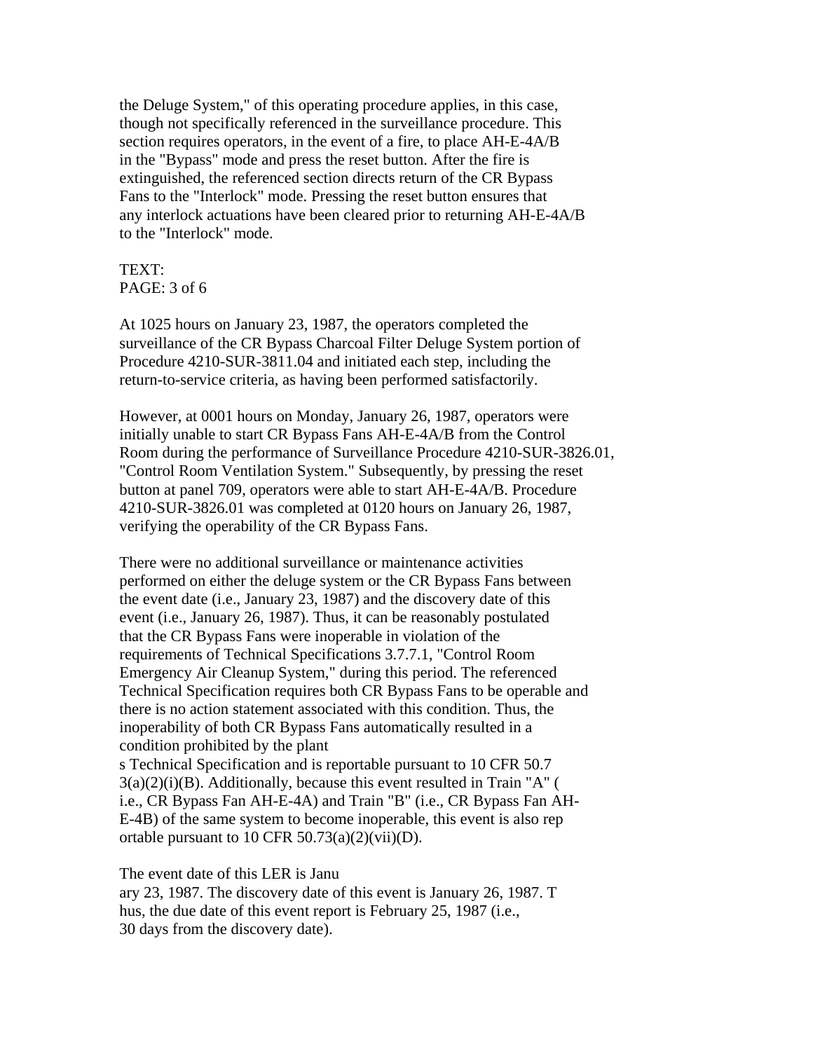the Deluge System," of this operating procedure applies, in this case, though not specifically referenced in the surveillance procedure. This section requires operators, in the event of a fire, to place AH-E-4A/B in the "Bypass" mode and press the reset button. After the fire is extinguished, the referenced section directs return of the CR Bypass Fans to the "Interlock" mode. Pressing the reset button ensures that any interlock actuations have been cleared prior to returning AH-E-4A/B to the "Interlock" mode.

TEXT:
PAGE: 3 of 6

At 1025 hours on January 23, 1987, the operators completed the surveillance of the CR Bypass Charcoal Filter Deluge System portion of Procedure 4210-SUR-3811.04 and initiated each step, including the return-to-service criteria, as having been performed satisfactorily.

However, at 0001 hours on Monday, January 26, 1987, operators were initially unable to start CR Bypass Fans AH-E-4A/B from the Control Room during the performance of Surveillance Procedure 4210-SUR-3826.01, "Control Room Ventilation System." Subsequently, by pressing the reset button at panel 709, operators were able to start AH-E-4A/B. Procedure 4210-SUR-3826.01 was completed at 0120 hours on January 26, 1987, verifying the operability of the CR Bypass Fans.

There were no additional surveillance or maintenance activities performed on either the deluge system or the CR Bypass Fans between the event date (i.e., January 23, 1987) and the discovery date of this event (i.e., January 26, 1987). Thus, it can be reasonably postulated that the CR Bypass Fans were inoperable in violation of the requirements of Technical Specifications 3.7.7.1, "Control Room Emergency Air Cleanup System," during this period. The referenced Technical Specification requires both CR Bypass Fans to be operable and there is no action statement associated with this condition. Thus, the inoperability of both CR Bypass Fans automatically resulted in a condition prohibited by the plant
s Technical Specification and is reportable pursuant to 10 CFR 50.7 3(a)(2)(i)(B). Additionally, because this event resulted in Train "A" ( i.e., CR Bypass Fan AH-E-4A) and Train "B" (i.e., CR Bypass Fan AH-E-4B) of the same system to become inoperable, this event is also rep ortable pursuant to 10 CFR 50.73(a)(2)(vii)(D).

The event date of this LER is Janu
ary 23, 1987. The discovery date of this event is January 26, 1987. T hus, the due date of this event report is February 25, 1987 (i.e., 30 days from the discovery date).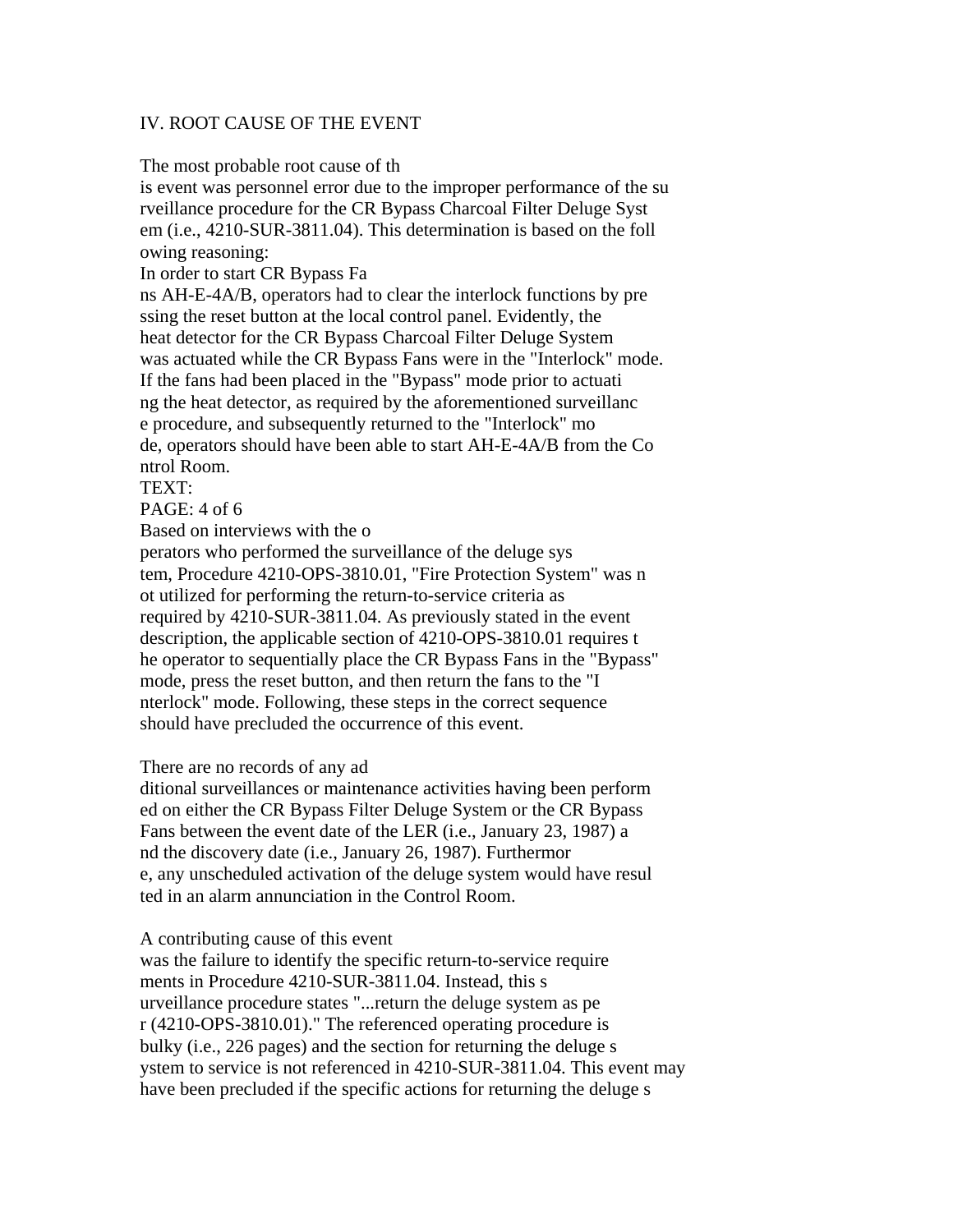IV. ROOT CAUSE OF THE EVENT

The most probable root cause of this event was personnel error due to the improper performance of the surveillance procedure for the CR Bypass Charcoal Filter Deluge System (i.e., 4210-SUR-3811.04). This determination is based on the following reasoning:

In order to start CR Bypass Fans AH-E-4A/B, operators had to clear the interlock functions by pressing the reset button at the local control panel. Evidently, the heat detector for the CR Bypass Charcoal Filter Deluge System was actuated while the CR Bypass Fans were in the "Interlock" mode. If the fans had been placed in the "Bypass" mode prior to actuating the heat detector, as required by the aforementioned surveillance procedure, and subsequently returned to the "Interlock" mode, operators should have been able to start AH-E-4A/B from the Control Room.

TEXT:

PAGE: 4 of 6

Based on interviews with the operators who performed the surveillance of the deluge system, Procedure 4210-OPS-3810.01, "Fire Protection System" was not utilized for performing the return-to-service criteria as required by 4210-SUR-3811.04. As previously stated in the event description, the applicable section of 4210-OPS-3810.01 requires the operator to sequentially place the CR Bypass Fans in the "Bypass" mode, press the reset button, and then return the fans to the "Interlock" mode. Following, these steps in the correct sequence should have precluded the occurrence of this event.

There are no records of any additional surveillances or maintenance activities having been performed on either the CR Bypass Filter Deluge System or the CR Bypass Fans between the event date of the LER (i.e., January 23, 1987) and the discovery date (i.e., January 26, 1987). Furthermore, any unscheduled activation of the deluge system would have resulted in an alarm annunciation in the Control Room.

A contributing cause of this event was the failure to identify the specific return-to-service requirements in Procedure 4210-SUR-3811.04. Instead, this surveillance procedure states "...return the deluge system as per (4210-OPS-3810.01)." The referenced operating procedure is bulky (i.e., 226 pages) and the section for returning the deluge system to service is not referenced in 4210-SUR-3811.04. This event may have been precluded if the specific actions for returning the deluge s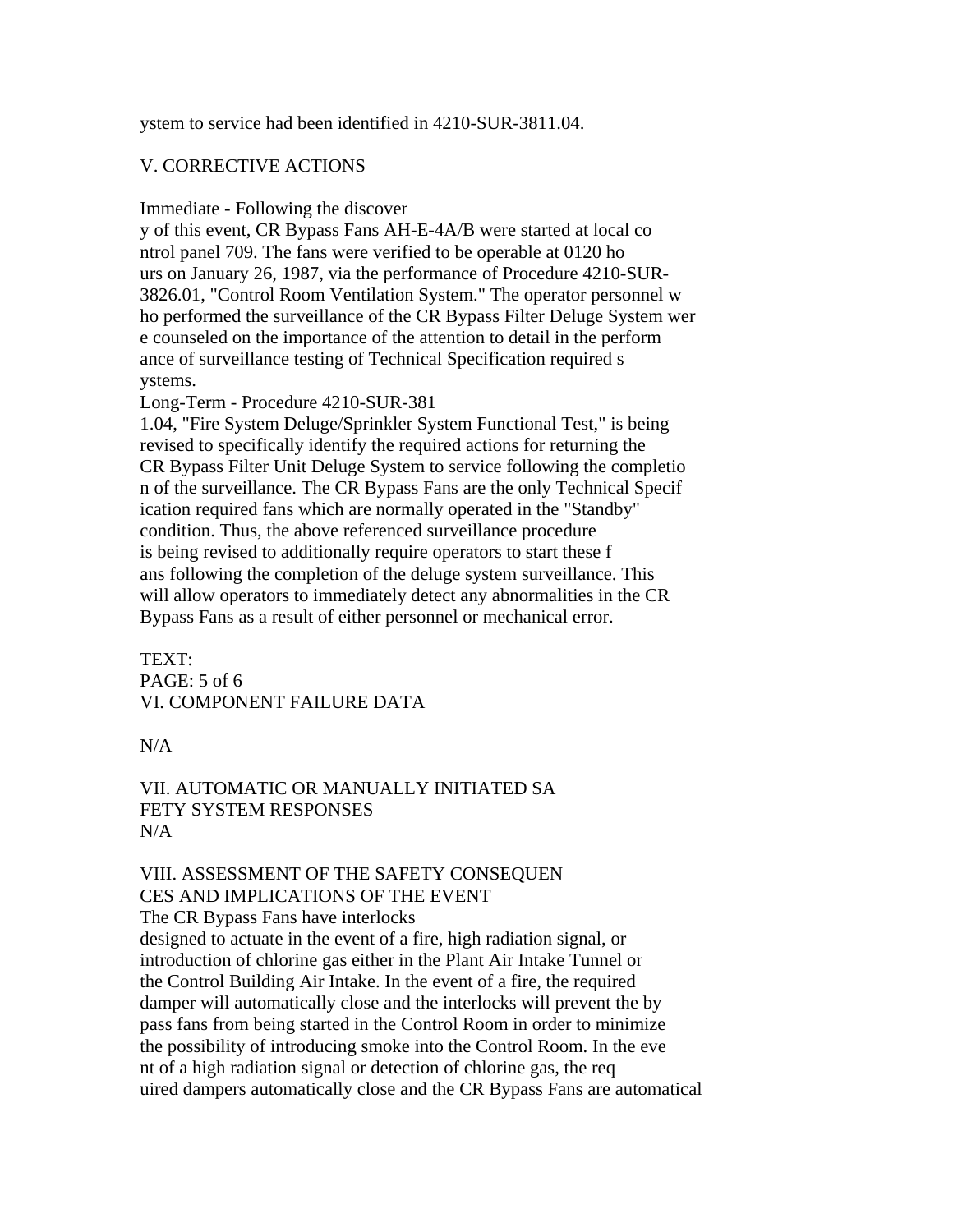ystem to service had been identified in 4210-SUR-3811.04.

## V. CORRECTIVE ACTIONS

Immediate - Following the discover
y of this event, CR Bypass Fans AH-E-4A/B were started at local co
ntrol panel 709. The fans were verified to be operable at 0120 ho
urs on January 26, 1987, via the performance of Procedure 4210-SUR-
3826.01, "Control Room Ventilation System." The operator personnel w
ho performed the surveillance of the CR Bypass Filter Deluge System wer
e counseled on the importance of the attention to detail in the perform
ance of surveillance testing of Technical Specification required s
ystems.

Long-Term - Procedure 4210-SUR-381
1.04, "Fire System Deluge/Sprinkler System Functional Test," is being
revised to specifically identify the required actions for returning the
CR Bypass Filter Unit Deluge System to service following the completio
n of the surveillance. The CR Bypass Fans are the only Technical Specif
ication required fans which are normally operated in the "Standby"
condition. Thus, the above referenced surveillance procedure
is being revised to additionally require operators to start these f
ans following the completion of the deluge system surveillance. This
will allow operators to immediately detect any abnormalities in the CR
Bypass Fans as a result of either personnel or mechanical error.

TEXT:
PAGE: 5 of 6

## VI. COMPONENT FAILURE DATA

N/A

## VII. AUTOMATIC OR MANUALLY INITIATED SA FETY SYSTEM RESPONSES

N/A

## VIII. ASSESSMENT OF THE SAFETY CONSEQUEN CES AND IMPLICATIONS OF THE EVENT

The CR Bypass Fans have interlocks
designed to actuate in the event of a fire, high radiation signal, or
introduction of chlorine gas either in the Plant Air Intake Tunnel or
the Control Building Air Intake. In the event of a fire, the required
damper will automatically close and the interlocks will prevent the by
pass fans from being started in the Control Room in order to minimize
the possibility of introducing smoke into the Control Room. In the eve
nt of a high radiation signal or detection of chlorine gas, the req
uired dampers automatically close and the CR Bypass Fans are automatical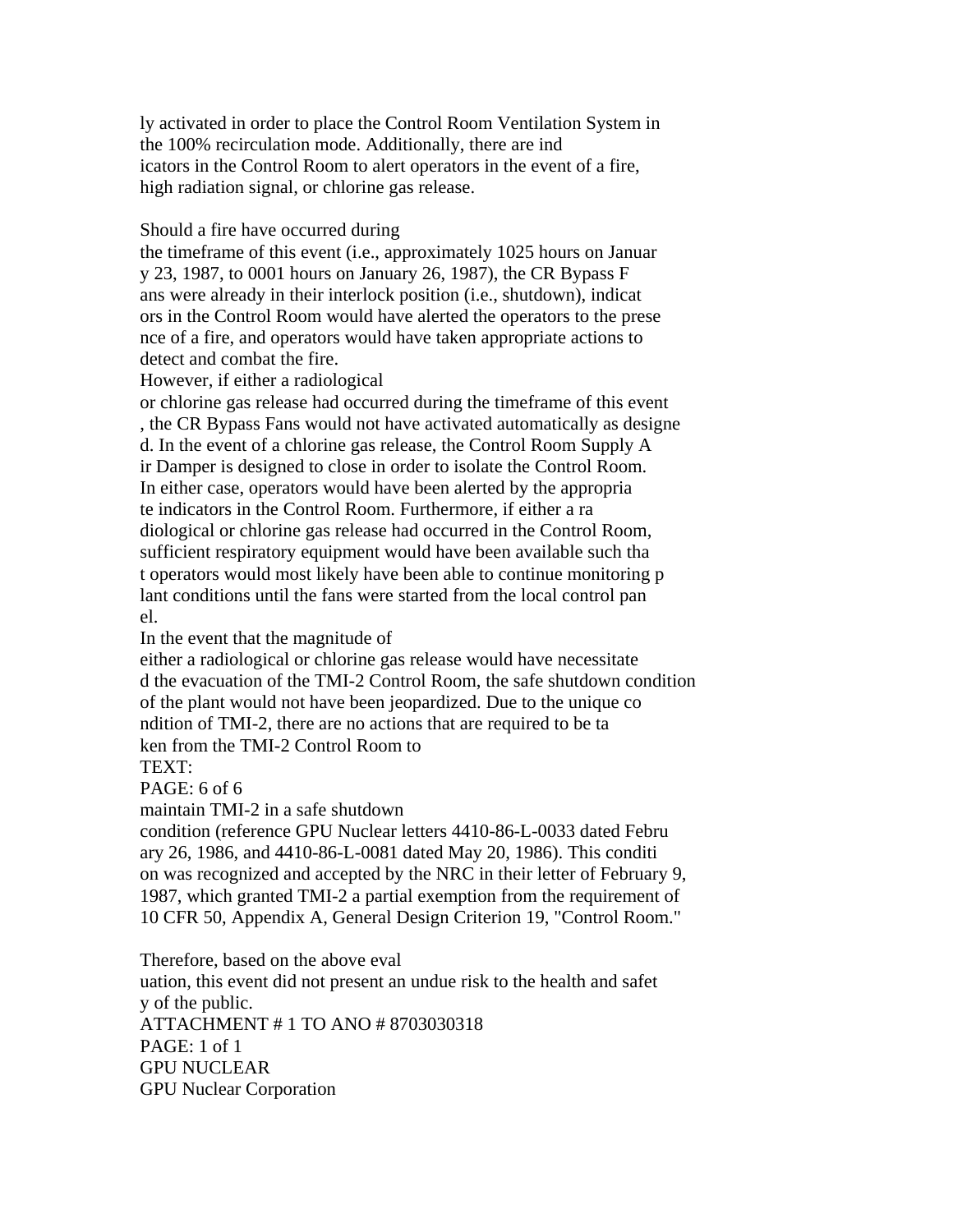ly activated in order to place the Control Room Ventilation System in the 100% recirculation mode. Additionally, there are indicators in the Control Room to alert operators in the event of a fire, high radiation signal, or chlorine gas release.

Should a fire have occurred during the timeframe of this event (i.e., approximately 1025 hours on January 23, 1987, to 0001 hours on January 26, 1987), the CR Bypass Fans were already in their interlock position (i.e., shutdown), indicators in the Control Room would have alerted the operators to the presence of a fire, and operators would have taken appropriate actions to detect and combat the fire.

However, if either a radiological or chlorine gas release had occurred during the timeframe of this event, the CR Bypass Fans would not have activated automatically as designed. In the event of a chlorine gas release, the Control Room Supply Air Damper is designed to close in order to isolate the Control Room. In either case, operators would have been alerted by the appropriate indicators in the Control Room. Furthermore, if either a radiological or chlorine gas release had occurred in the Control Room, sufficient respiratory equipment would have been available such that operators would most likely have been able to continue monitoring plant conditions until the fans were started from the local control panel.

In the event that the magnitude of either a radiological or chlorine gas release would have necessitated the evacuation of the TMI-2 Control Room, the safe shutdown condition of the plant would not have been jeopardized. Due to the unique condition of TMI-2, there are no actions that are required to be taken from the TMI-2 Control Room to

TEXT:

PAGE: 6 of 6

maintain TMI-2 in a safe shutdown condition (reference GPU Nuclear letters 4410-86-L-0033 dated February 26, 1986, and 4410-86-L-0081 dated May 20, 1986). This condition was recognized and accepted by the NRC in their letter of February 9, 1987, which granted TMI-2 a partial exemption from the requirement of 10 CFR 50, Appendix A, General Design Criterion 19, "Control Room."

Therefore, based on the above evaluation, this event did not present an undue risk to the health and safety of the public.

ATTACHMENT # 1 TO ANO # 8703030318

PAGE: 1 of 1

GPU NUCLEAR

GPU Nuclear Corporation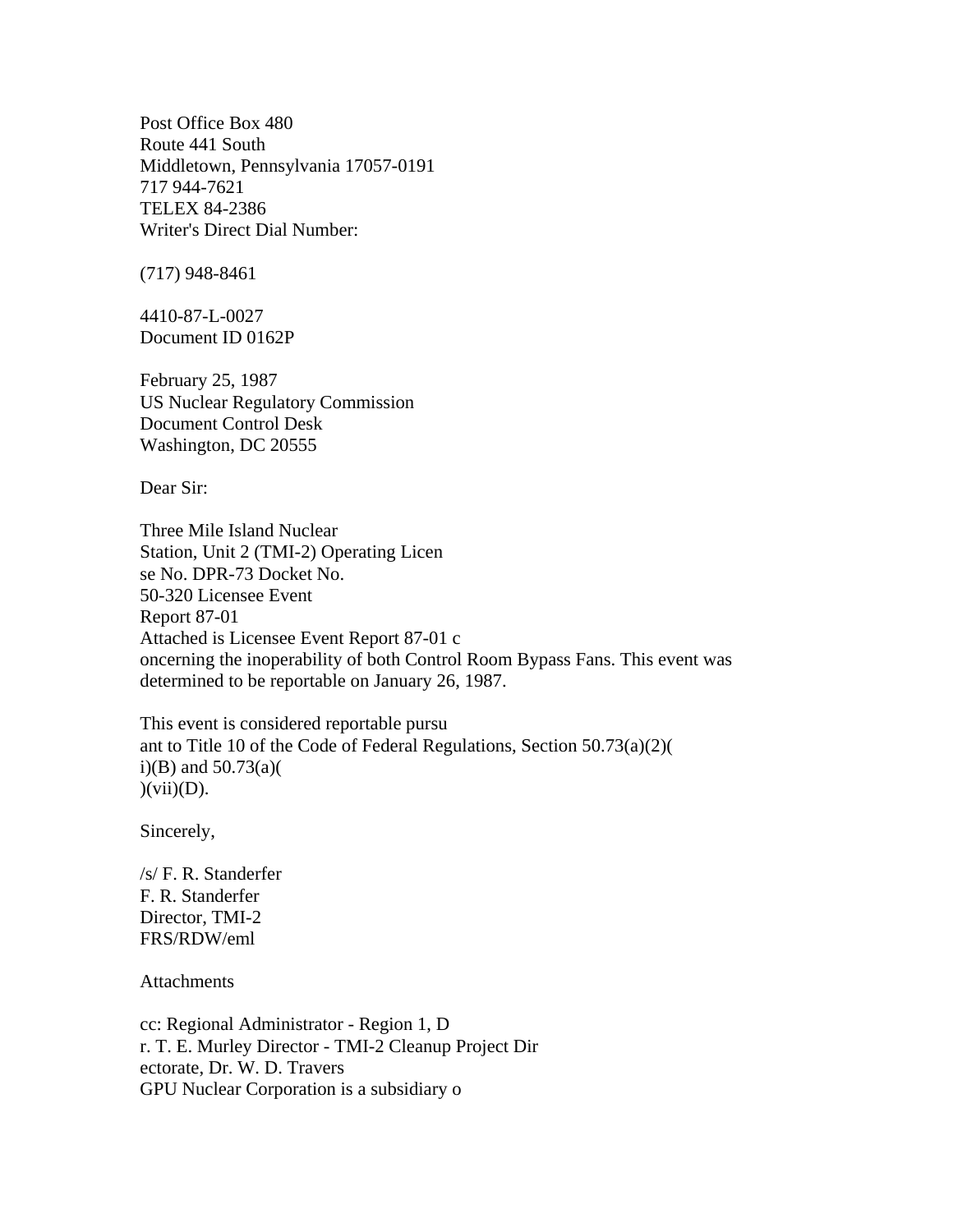Post Office Box 480
Route 441 South
Middletown, Pennsylvania 17057-0191
717 944-7621
TELEX 84-2386
Writer's Direct Dial Number:

(717) 948-8461

4410-87-L-0027
Document ID 0162P

February 25, 1987
US Nuclear Regulatory Commission
Document Control Desk
Washington, DC 20555

Dear Sir:

Three Mile Island Nuclear
Station, Unit 2 (TMI-2) Operating Licen
se No. DPR-73 Docket No.
50-320 Licensee Event
Report 87-01
Attached is Licensee Event Report 87-01 c
oncerning the inoperability of both Control Room Bypass Fans. This event was determined to be reportable on January 26, 1987.

This event is considered reportable pursu
ant to Title 10 of the Code of Federal Regulations, Section 50.73(a)(2)(
i)(B) and 50.73(a)(
)(vii)(D).

Sincerely,

/s/ F. R. Standerfer
F. R. Standerfer
Director, TMI-2
FRS/RDW/eml

Attachments

cc: Regional Administrator - Region 1, D
r. T. E. Murley Director - TMI-2 Cleanup Project Dir
ectorate, Dr. W. D. Travers
GPU Nuclear Corporation is a subsidiary o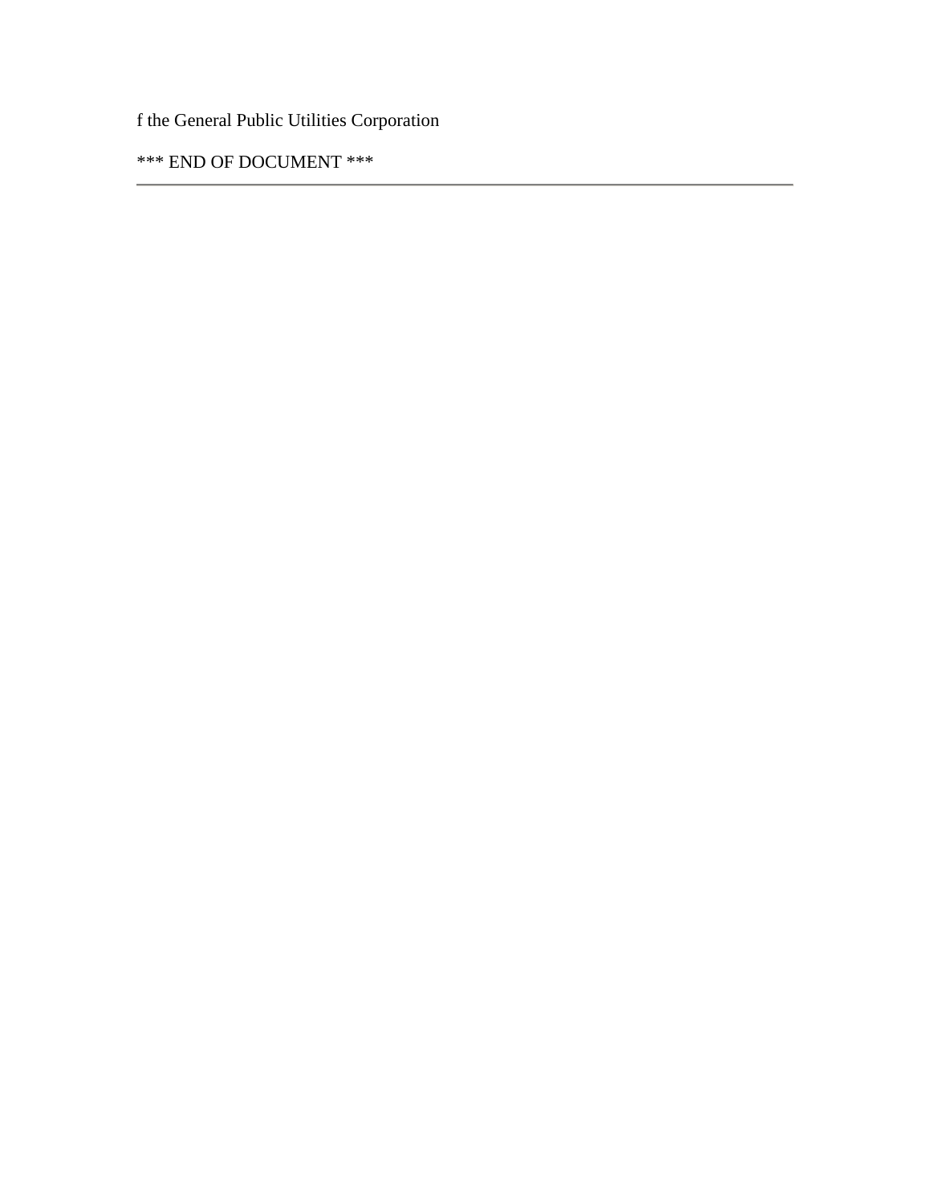f the General Public Utilities Corporation

*** END OF DOCUMENT ***

---